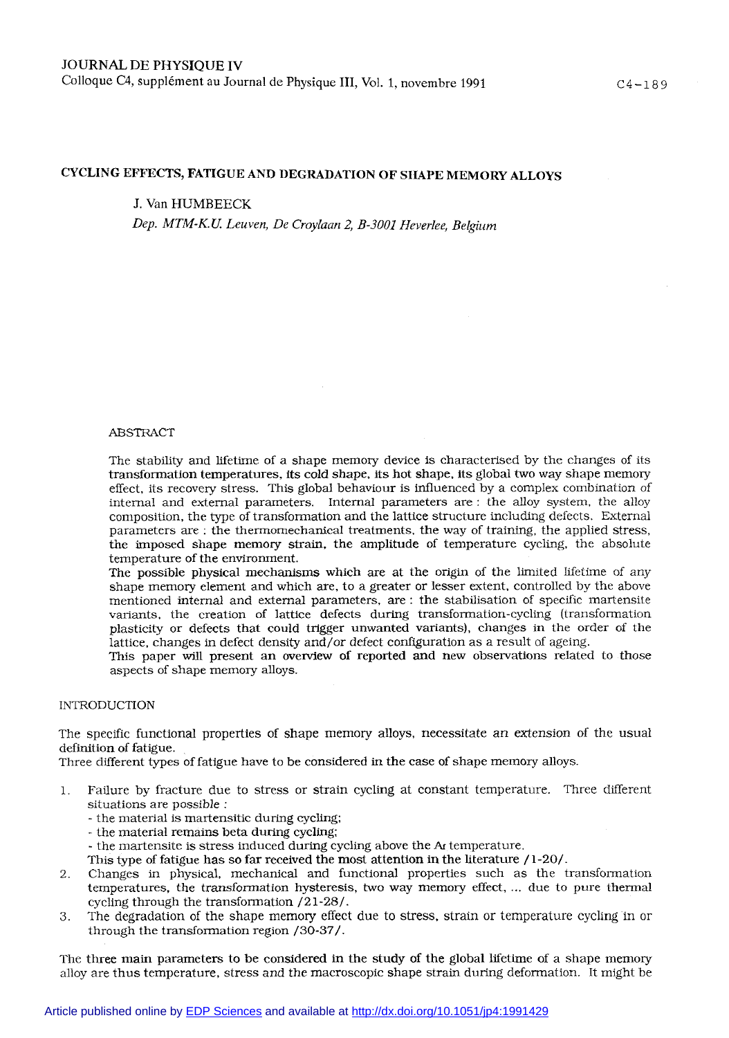# CYCLING EFFECTS, FATIGUE AND DEGRADATION OF SHAPE MEMORY ALLOYS

J. Van HUMBEECK

*Dep. MTM-K.U. Leuven, De Croylaan 2, B-3001 Heverlee, Belgium*

## ABSTRACT

The stability and lifetime of a shape memory device is characterised by the changes of its transformation temperatures, its cold shape, its hot shape, its global two way shape memory effect, its recovery stress. This global behaviour is influenced by a complex combination of internal and external parameters. Internal parameters are : the alloy system, the alloy composition, the type of transformation and the lattice structure including defects. External parameters are : the thermomechanical treatments, the way of training, the applied stress, the imposed shape memory strain, the amplitude of temperature cycling, the absolute temperature of the environment.

The possible physical mechanisms which are at the origin of the limited lifetime of any shape memory element and which are, to a greater or lesser extent, controlled by the above mentioned internal and external parameters, are : the stabilisation of specific martensite variants, the creation of lattice defects during transformation-cycling (transformation plasticity or defects that could trigger unwanted variants), changes in the order of the lattice, changes in defect density and/or defect configuration as a result of ageing.

This paper will present an overview of reported and new observations related to those aspects of shape memory alloys.

## INTRODUCTION

The specific functional properties of shape memory alloys, necessitate an extension of the usual definition of fatigue.

Three different types of fatigue have to be considered in the case of shape memory alloys.

1. Failure by fracture due to stress or strain cycling at constant temperature. Three different situations are possible :
   - the material is martensitic during cycling;
   - the material remains beta during cycling;
   - the martensite is stress induced during cycling above the $A_f$ temperature.

   This type of fatigue has so far received the most attention in the literature /1-20/.
2. Changes in physical, mechanical and functional properties such as the transformation temperatures, the transformation hysteresis, two way memory effect, ... due to pure thermal cycling through the transformation /21-28/.
3. The degradation of the shape memory effect due to stress, strain or temperature cycling in or through the transformation region /30-37/.

The three main parameters to be considered in the study of the global lifetime of a shape memory alloy are thus temperature, stress and the macroscopic shape strain during deformation. It might be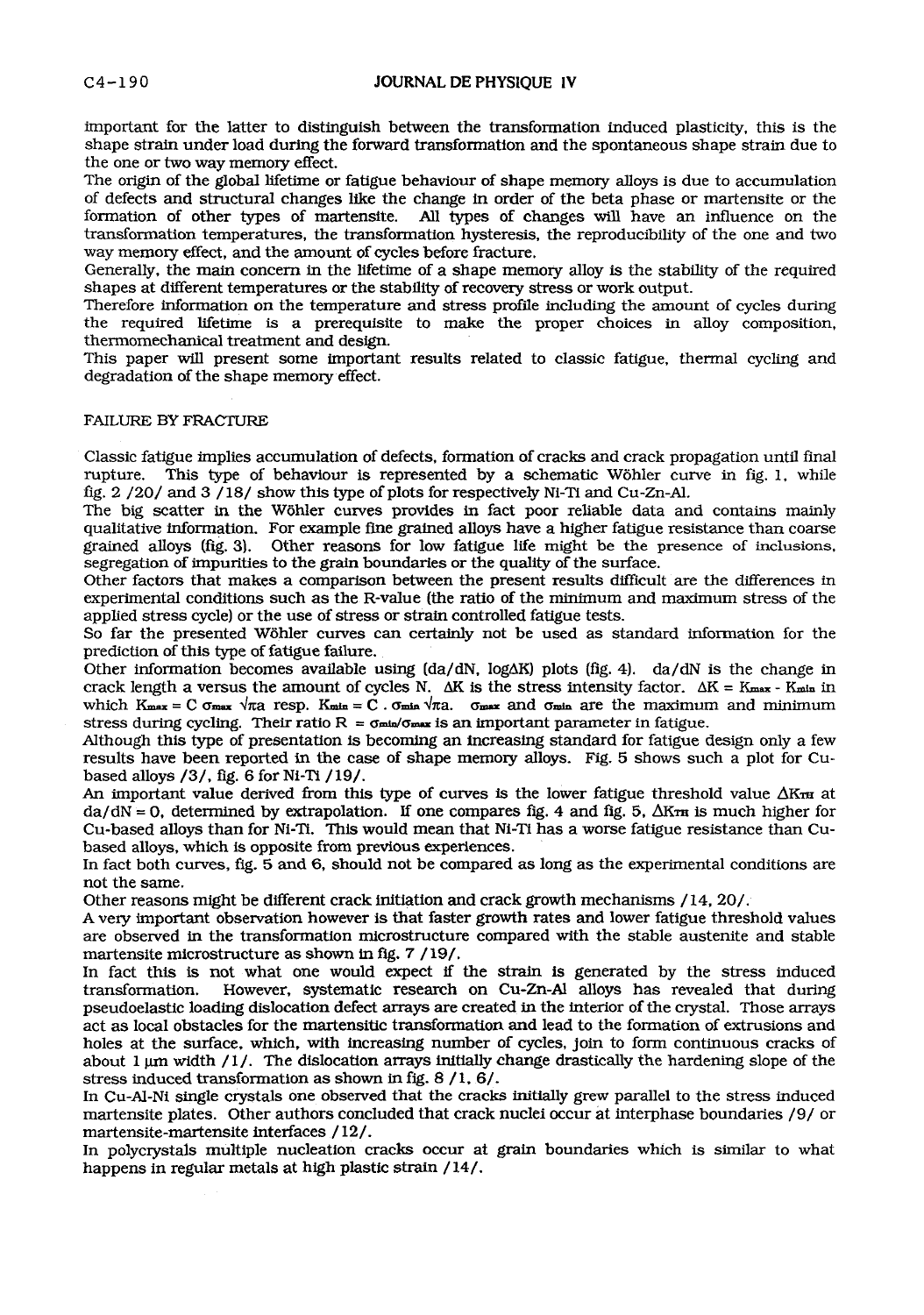important for the latter to distinguish between the transformation induced plasticity, this is the shape strain under load during the forward transformation and the spontaneous shape strain due to the one or two way memory effect.

The origin of the global lifetime or fatigue behaviour of shape memory alloys is due to accumulation of defects and structural changes like the change in order of the beta phase or martensite or the formation of other types of martensite. All types of changes will have an influence on the transformation temperatures, the transformation hysteresis, the reproducibility of the one and two way memory effect, and the amount of cycles before fracture.

Generally, the main concern in the lifetime of a shape memory alloy is the stability of the required shapes at different temperatures or the stability of recovery stress or work output.

Therefore information on the temperature and stress profile including the amount of cycles during the required lifetime is a prerequisite to make the proper choices in alloy composition, thermomechanical treatment and design.

This paper will present some important results related to classic fatigue, thermal cycling and degradation of the shape memory effect.

## FAILURE BY FRACTURE

Classic fatigue implies accumulation of defects, formation of cracks and crack propagation until final rupture. This type of behaviour is represented by a schematic Wöhler curve in fig. 1, while fig. 2 /20/ and 3 /18/ show this type of plots for respectively Ni-Ti and Cu-Zn-Al.

The big scatter in the Wöhler curves provides in fact poor reliable data and contains mainly qualitative information. For example fine grained alloys have a higher fatigue resistance than coarse grained alloys (fig. 3). Other reasons for low fatigue life might be the presence of inclusions, segregation of impurities to the grain boundaries or the quality of the surface.

Other factors that makes a comparison between the present results difficult are the differences in experimental conditions such as the R-value (the ratio of the minimum and maximum stress of the applied stress cycle) or the use of stress or strain controlled fatigue tests.

So far the presented Wöhler curves can certainly not be used as standard information for the prediction of this type of fatigue failure.

Other information becomes available using (da/dN, log$\Delta K$) plots (fig. 4). da/dN is the change in crack length a versus the amount of cycles N. $\Delta K$ is the stress intensity factor. $\Delta K = K_{max} - K_{min}$ in which $K_{max} = C\ \sigma_{max}\ \sqrt{\pi a}$ resp. $K_{min} = C\ .\ \sigma_{min}\ \sqrt{\pi a}$. $\sigma_{max}$ and $\sigma_{min}$ are the maximum and minimum stress during cycling. Their ratio $R = \sigma_{min}/\sigma_{max}$ is an important parameter in fatigue.

Although this type of presentation is becoming an increasing standard for fatigue design only a few results have been reported in the case of shape memory alloys. Fig. 5 shows such a plot for Cu-based alloys /3/, fig. 6 for Ni-Ti /19/.

An important value derived from this type of curves is the lower fatigue threshold value $\Delta K_{TH}$ at da/dN = 0, determined by extrapolation. If one compares fig. 4 and fig. 5, $\Delta K_{TH}$ is much higher for Cu-based alloys than for Ni-Ti. This would mean that Ni-Ti has a worse fatigue resistance than Cu-based alloys, which is opposite from previous experiences.

In fact both curves, fig. 5 and 6, should not be compared as long as the experimental conditions are not the same.

Other reasons might be different crack initiation and crack growth mechanisms /14, 20/.

A very important observation however is that faster growth rates and lower fatigue threshold values are observed in the transformation microstructure compared with the stable austenite and stable martensite microstructure as shown in fig. 7 /19/.

In fact this is not what one would expect if the strain is generated by the stress induced transformation. However, systematic research on Cu-Zn-Al alloys has revealed that during pseudoelastic loading dislocation defect arrays are created in the interior of the crystal. Those arrays act as local obstacles for the martensitic transformation and lead to the formation of extrusions and holes at the surface, which, with increasing number of cycles, join to form continuous cracks of about 1 µm width /1/. The dislocation arrays initially change drastically the hardening slope of the stress induced transformation as shown in fig. 8 /1, 6/.

In Cu-Al-Ni single crystals one observed that the cracks initially grew parallel to the stress induced martensite plates. Other authors concluded that crack nuclei occur at interphase boundaries /9/ or martensite-martensite interfaces /12/.

In polycrystals multiple nucleation cracks occur at grain boundaries which is similar to what happens in regular metals at high plastic strain /14/.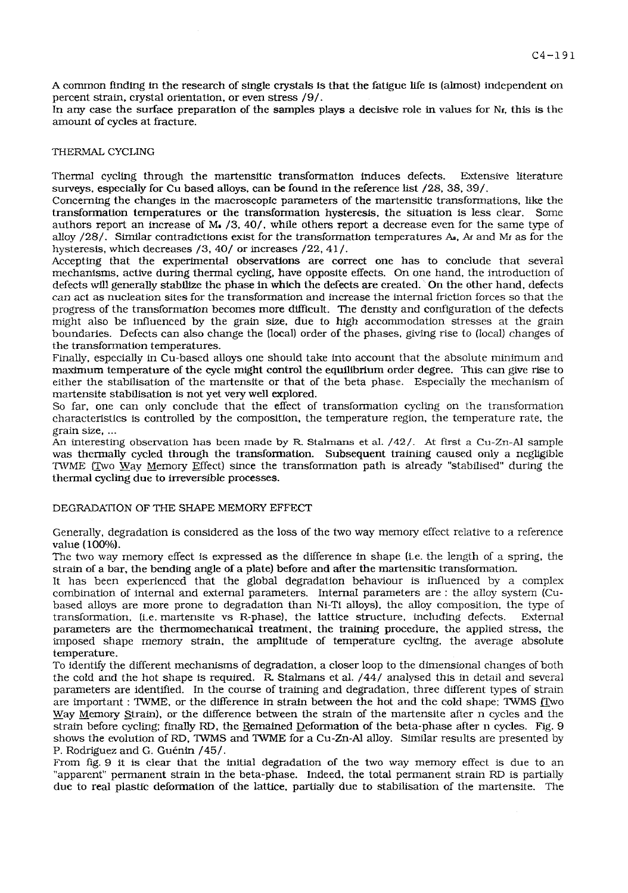A common finding in the research of single crystals is that the fatigue life is (almost) independent on percent strain, crystal orientation, or even stress /9/.
In any case the surface preparation of the samples plays a decisive role in values for $N_f$, this is the amount of cycles at fracture.

## THERMAL CYCLING

Thermal cycling through the martensitic transformation induces defects. Extensive literature surveys, especially for Cu based alloys, can be found in the reference list /28, 38, 39/.
Concerning the changes in the macroscopic parameters of the martensitic transformations, like the transformation temperatures or the transformation hysteresis, the situation is less clear. Some authors report an increase of $M_s$ /3, 40/, while others report a decrease even for the same type of alloy /28/. Similar contradictions exist for the transformation temperatures $A_s$, $A_f$ and $M_f$ as for the hysteresis, which decreases /3, 40/ or increases /22, 41/.
Accepting that the experimental observations are correct one has to conclude that several mechanisms, active during thermal cycling, have opposite effects. On one hand, the introduction of defects will generally stabilize the phase in which the defects are created. On the other hand, defects can act as nucleation sites for the transformation and increase the internal friction forces so that the progress of the transformation becomes more difficult. The density and configuration of the defects might also be influenced by the grain size, due to high accommodation stresses at the grain boundaries. Defects can also change the (local) order of the phases, giving rise to (local) changes of the transformation temperatures.
Finally, especially in Cu-based alloys one should take into account that the absolute minimum and maximum temperature of the cycle might control the equilibrium order degree. This can give rise to either the stabilisation of the martensite or that of the beta phase. Especially the mechanism of martensite stabilisation is not yet very well explored.
So far, one can only conclude that the effect of transformation cycling on the transformation characteristics is controlled by the composition, the temperature region, the temperature rate, the grain size, ...
An interesting observation has been made by R. Stalmans et al. /42/. At first a Cu-Zn-Al sample was thermally cycled through the transformation. Subsequent training caused only a negligible TWME (Two Way Memory Effect) since the transformation path is already "stabilised" during the thermal cycling due to irreversible processes.

## DEGRADATION OF THE SHAPE MEMORY EFFECT

Generally, degradation is considered as the loss of the two way memory effect relative to a reference value (100%).
The two way memory effect is expressed as the difference in shape (i.e. the length of a spring, the strain of a bar, the bending angle of a plate) before and after the martensitic transformation.
It has been experienced that the global degradation behaviour is influenced by a complex combination of internal and external parameters. Internal parameters are : the alloy system (Cu-based alloys are more prone to degradation than Ni-Ti alloys), the alloy composition, the type of transformation, (i.e. martensite vs R-phase), the lattice structure, including defects. External parameters are the thermomechanical treatment, the training procedure, the applied stress, the imposed shape memory strain, the amplitude of temperature cycling, the average absolute temperature.
To identify the different mechanisms of degradation, a closer loop to the dimensional changes of both the cold and the hot shape is required. R. Stalmans et al. /44/ analysed this in detail and several parameters are identified. In the course of training and degradation, three different types of strain are important : TWME, or the difference in strain between the hot and the cold shape; TWMS (Two Way Memory Strain), or the difference between the strain of the martensite after n cycles and the strain before cycling; finally RD, the Remained Deformation of the beta-phase after n cycles. Fig. 9 shows the evolution of RD, TWMS and TWME for a Cu-Zn-Al alloy. Similar results are presented by P. Rodriguez and G. Guénin /45/.
From fig. 9 it is clear that the initial degradation of the two way memory effect is due to an "apparent" permanent strain in the beta-phase. Indeed, the total permanent strain RD is partially due to real plastic deformation of the lattice, partially due to stabilisation of the martensite. The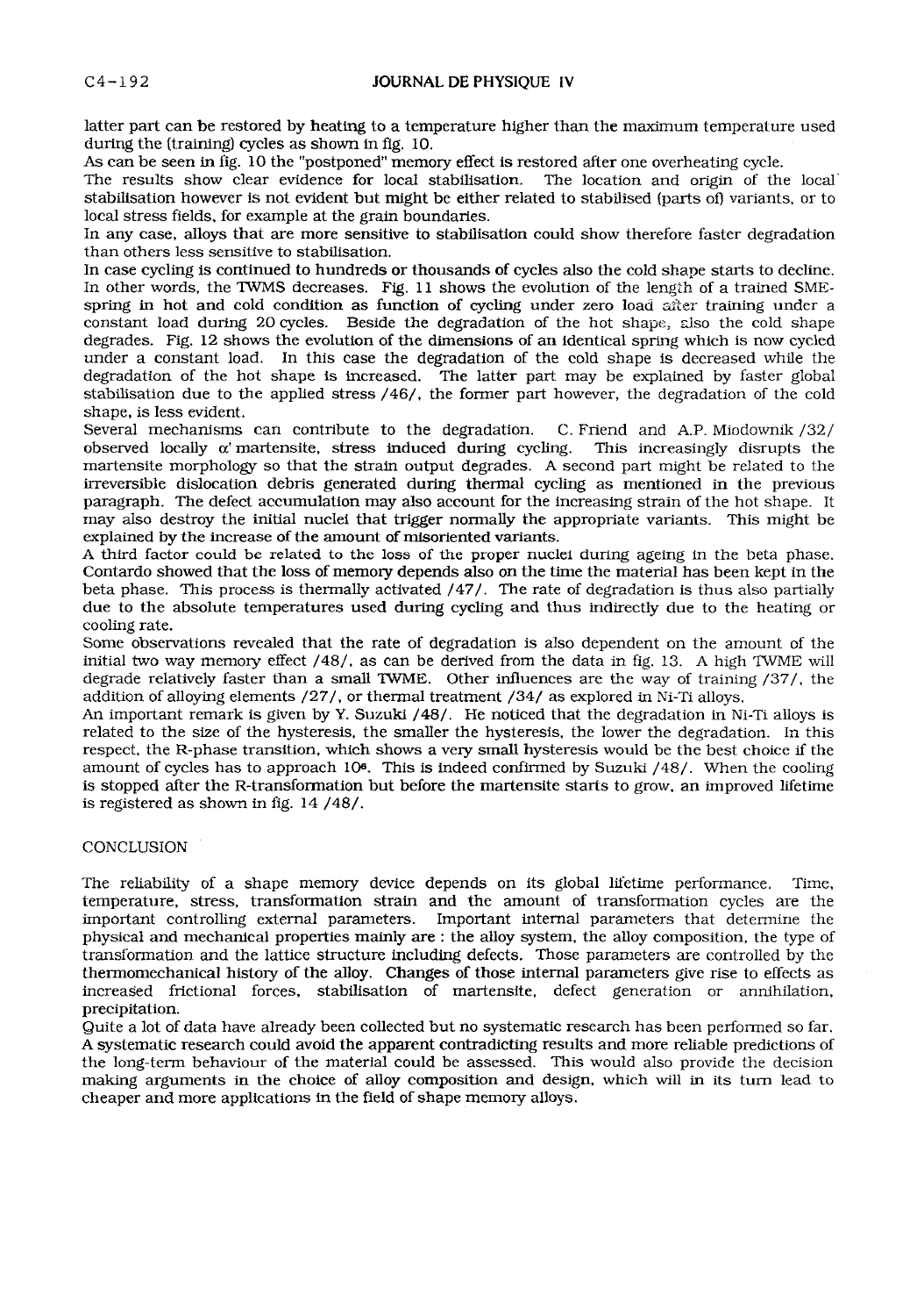latter part can be restored by heating to a temperature higher than the maximum temperature used during the (training) cycles as shown in fig. 10.

As can be seen in fig. 10 the "postponed" memory effect is restored after one overheating cycle.

The results show clear evidence for local stabilisation. The location and origin of the local stabilisation however is not evident but might be either related to stabilised (parts of) variants, or to local stress fields, for example at the grain boundaries.

In any case, alloys that are more sensitive to stabilisation could show therefore faster degradation than others less sensitive to stabilisation.

In case cycling is continued to hundreds or thousands of cycles also the cold shape starts to decline. In other words, the TWMS decreases. Fig. 11 shows the evolution of the length of a trained SME-spring in hot and cold condition as function of cycling under zero load after training under a constant load during 20 cycles. Beside the degradation of the hot shape, also the cold shape degrades. Fig. 12 shows the evolution of the dimensions of an identical spring which is now cycled under a constant load. In this case the degradation of the cold shape is decreased while the degradation of the hot shape is increased. The latter part may be explained by faster global stabilisation due to the applied stress /46/, the former part however, the degradation of the cold shape, is less evident.

Several mechanisms can contribute to the degradation. C. Friend and A.P. Miodownik /32/ observed locally $\alpha'$ martensite, stress induced during cycling. This increasingly disrupts the martensite morphology so that the strain output degrades. A second part might be related to the irreversible dislocation debris generated during thermal cycling as mentioned in the previous paragraph. The defect accumulation may also account for the increasing strain of the hot shape. It may also destroy the initial nuclei that trigger normally the appropriate variants. This might be explained by the increase of the amount of misoriented variants.

A third factor could be related to the loss of the proper nuclei during ageing in the beta phase. Contardo showed that the loss of memory depends also on the time the material has been kept in the beta phase. This process is thermally activated /47/. The rate of degradation is thus also partially due to the absolute temperatures used during cycling and thus indirectly due to the heating or cooling rate.

Some observations revealed that the rate of degradation is also dependent on the amount of the initial two way memory effect /48/, as can be derived from the data in fig. 13. A high TWME will degrade relatively faster than a small TWME. Other influences are the way of training /37/, the addition of alloying elements /27/, or thermal treatment /34/ as explored in Ni-Ti alloys.

An important remark is given by Y. Suzuki /48/. He noticed that the degradation in Ni-Ti alloys is related to the size of the hysteresis, the smaller the hysteresis, the lower the degradation. In this respect, the R-phase transition, which shows a very small hysteresis would be the best choice if the amount of cycles has to approach $10^6$. This is indeed confirmed by Suzuki /48/. When the cooling is stopped after the R-transformation but before the martensite starts to grow, an improved lifetime is registered as shown in fig. 14 /48/.

## CONCLUSION

The reliability of a shape memory device depends on its global lifetime performance. Time, temperature, stress, transformation strain and the amount of transformation cycles are the important controlling external parameters. Important internal parameters that determine the physical and mechanical properties mainly are : the alloy system, the alloy composition, the type of transformation and the lattice structure including defects. Those parameters are controlled by the thermomechanical history of the alloy. Changes of those internal parameters give rise to effects as increased frictional forces, stabilisation of martensite, defect generation or annihilation, precipitation.

Quite a lot of data have already been collected but no systematic research has been performed so far. A systematic research could avoid the apparent contradicting results and more reliable predictions of the long-term behaviour of the material could be assessed. This would also provide the decision making arguments in the choice of alloy composition and design, which will in its turn lead to cheaper and more applications in the field of shape memory alloys.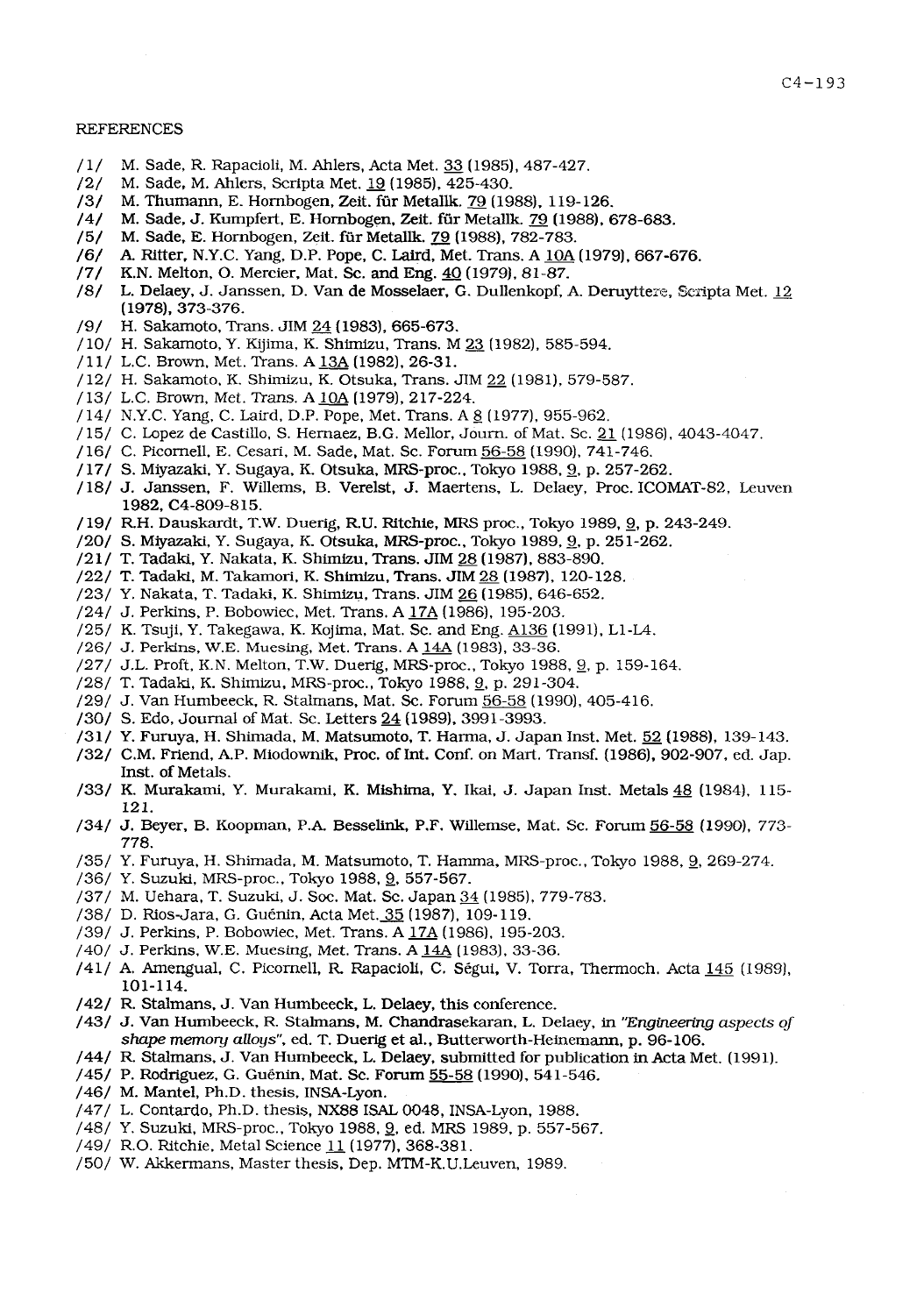REFERENCES

/1/ M. Sade, R. Rapacioli, M. Ahlers, Acta Met. 33 (1985), 487-427.
/2/ M. Sade, M. Ahlers, Scripta Met. 19 (1985), 425-430.
/3/ M. Thumann, E. Hornbogen, Zeit. für Metallk. 79 (1988), 119-126.
/4/ M. Sade, J. Kumpfert, E. Hornbogen, Zeit. für Metallk. 79 (1988), 678-683.
/5/ M. Sade, E. Hornbogen, Zeit. für Metallk. 79 (1988), 782-783.
/6/ A. Ritter, N.Y.C. Yang, D.P. Pope, C. Laird, Met. Trans. A 10A (1979), 667-676.
/7/ K.N. Melton, O. Mercier, Mat. Sc. and Eng. 40 (1979), 81-87.
/8/ L. Delaey, J. Janssen, D. Van de Mosselaer, G. Dullenkopf, A. Deruyttere, Scripta Met. 12 (1978), 373-376.
/9/ H. Sakamoto, Trans. JIM 24 (1983), 665-673.
/10/ H. Sakamoto, Y. Kijima, K. Shimizu, Trans. M 23 (1982), 585-594.
/11/ L.C. Brown, Met. Trans. A 13A (1982), 26-31.
/12/ H. Sakamoto, K. Shimizu, K. Otsuka, Trans. JIM 22 (1981), 579-587.
/13/ L.C. Brown, Met. Trans. A 10A (1979), 217-224.
/14/ N.Y.C. Yang, C. Laird, D.P. Pope, Met. Trans. A 8 (1977), 955-962.
/15/ C. Lopez de Castillo, S. Hernaez, B.G. Mellor, Journ. of Mat. Sc. 21 (1986), 4043-4047.
/16/ C. Picornell, E. Cesari, M. Sade, Mat. Sc. Forum 56-58 (1990), 741-746.
/17/ S. Miyazaki, Y. Sugaya, K. Otsuka, MRS-proc., Tokyo 1988, 9, p. 257-262.
/18/ J. Janssen, F. Willems, B. Verelst, J. Maertens, L. Delaey, Proc. ICOMAT-82, Leuven 1982, C4-809-815.
/19/ R.H. Dauskardt, T.W. Duerig, R.U. Ritchie, MRS proc., Tokyo 1989, 9, p. 243-249.
/20/ S. Miyazaki, Y. Sugaya, K. Otsuka, MRS-proc., Tokyo 1989, 9, p. 251-262.
/21/ T. Tadaki, Y. Nakata, K. Shimizu, Trans. JIM 28 (1987), 883-890.
/22/ T. Tadaki, M. Takamori, K. Shimizu, Trans. JIM 28 (1987), 120-128.
/23/ Y. Nakata, T. Tadaki, K. Shimizu, Trans. JIM 26 (1985), 646-652.
/24/ J. Perkins, P. Bobowiec, Met. Trans. A 17A (1986), 195-203.
/25/ K. Tsuji, Y. Takegawa, K. Kojima, Mat. Sc. and Eng. A136 (1991), L1-L4.
/26/ J. Perkins, W.E. Muesing, Met. Trans. A 14A (1983), 33-36.
/27/ J.L. Proft, K.N. Melton, T.W. Duerig, MRS-proc., Tokyo 1988, 9, p. 159-164.
/28/ T. Tadaki, K. Shimizu, MRS-proc., Tokyo 1988, 9, p. 291-304.
/29/ J. Van Humbeeck, R. Stalmans, Mat. Sc. Forum 56-58 (1990), 405-416.
/30/ S. Edo, Journal of Mat. Sc. Letters 24 (1989), 3991-3993.
/31/ Y. Furuya, H. Shimada, M. Matsumoto, T. Harma, J. Japan Inst. Met. 52 (1988), 139-143.
/32/ C.M. Friend, A.P. Miodownik, Proc. of Int. Conf. on Mart. Transf. (1986), 902-907, ed. Jap. Inst. of Metals.
/33/ K. Murakami, Y. Murakami, K. Mishima, Y. Ikai, J. Japan Inst. Metals 48 (1984), 115-121.
/34/ J. Beyer, B. Koopman, P.A. Besselink, P.F. Willemse, Mat. Sc. Forum 56-58 (1990), 773-778.
/35/ Y. Furuya, H. Shimada, M. Matsumoto, T. Hamma, MRS-proc., Tokyo 1988, 9, 269-274.
/36/ Y. Suzuki, MRS-proc., Tokyo 1988, 9, 557-567.
/37/ M. Uehara, T. Suzuki, J. Soc. Mat. Sc. Japan 34 (1985), 779-783.
/38/ D. Rios-Jara, G. Guénin, Acta Met. 35 (1987), 109-119.
/39/ J. Perkins, P. Bobowiec, Met. Trans. A 17A (1986), 195-203.
/40/ J. Perkins, W.E. Muesing, Met. Trans. A 14A (1983), 33-36.
/41/ A. Amengual, C. Picornell, R. Rapacioli, C. Ségui, V. Torra, Thermoch. Acta 145 (1989), 101-114.
/42/ R. Stalmans, J. Van Humbeeck, L. Delaey, this conference.
/43/ J. Van Humbeeck, R. Stalmans, M. Chandrasekaran, L. Delaey, in *"Engineering aspects of shape memory alloys"*, ed. T. Duerig et al., Butterworth-Heinemann, p. 96-106.
/44/ R. Stalmans, J. Van Humbeeck, L. Delaey, submitted for publication in Acta Met. (1991).
/45/ P. Rodriguez, G. Guénin, Mat. Sc. Forum 55-58 (1990), 541-546.
/46/ M. Mantel, Ph.D. thesis, INSA-Lyon.
/47/ L. Contardo, Ph.D. thesis, NX88 ISAL 0048, INSA-Lyon, 1988.
/48/ Y. Suzuki, MRS-proc., Tokyo 1988, 9, ed. MRS 1989, p. 557-567.
/49/ R.O. Ritchie, Metal Science 11 (1977), 368-381.
/50/ W. Akkermans, Master thesis, Dep. MTM-K.U.Leuven, 1989.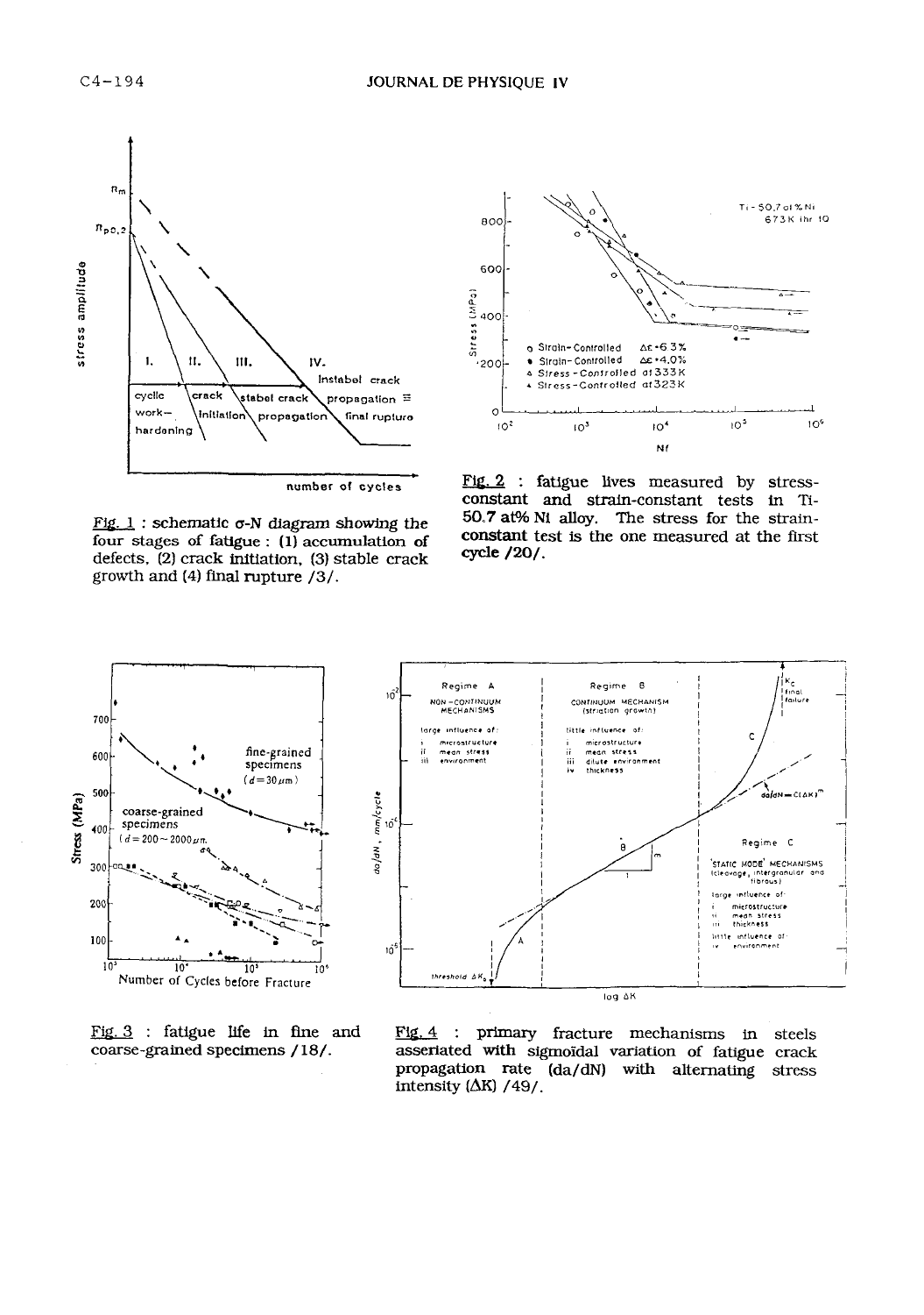Fig. 1 : schematic σ-N diagram showing the four stages of fatigue : (1) accumulation of defects, (2) crack initiation, (3) stable crack growth and (4) final rupture /3/.

Fig. 2 : fatigue lives measured by stress-constant and strain-constant tests in Ti-50.7 at% Ni alloy. The stress for the strain-constant test is the one measured at the first cycle /20/.

Fig. 3 : fatigue life in fine and coarse-grained specimens /18/.

Fig. 4 : primary fracture mechanisms in steels asseriated with sigmoïdal variation of fatigue crack propagation rate (da/dN) with alternating stress intensity (ΔK) /49/.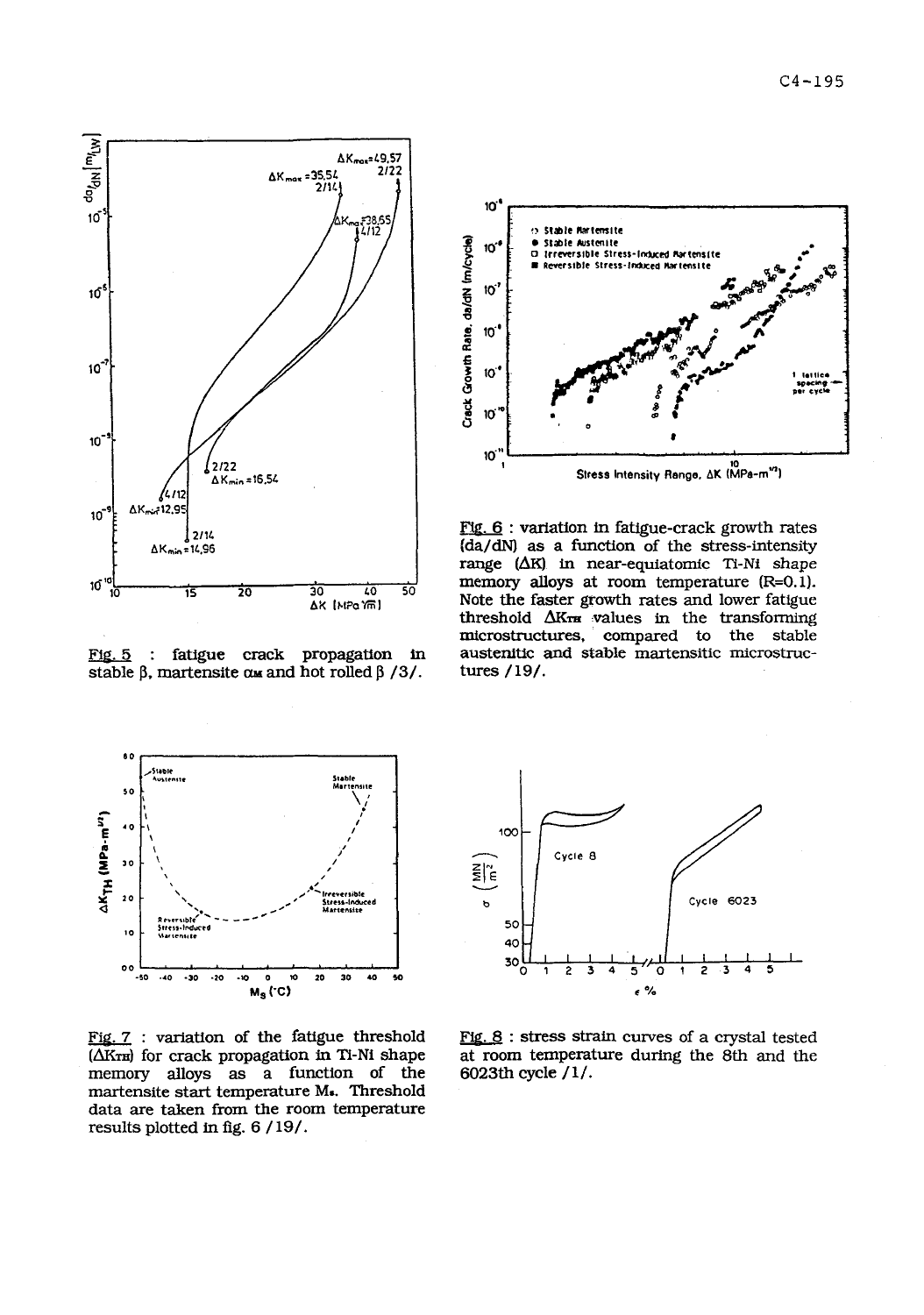Fig. 5 : fatigue crack propagation in stable β, martensite $\alpha_M$ and hot rolled β /3/.

Fig. 6 : variation in fatigue-crack growth rates (da/dN) as a function of the stress-intensity range (ΔK) in near-equiatomic Ti-Ni shape memory alloys at room temperature (R=0.1). Note the faster growth rates and lower fatigue threshold $\Delta K_{TH}$ values in the transforming microstructures, compared to the stable austenitic and stable martensitic microstructures /19/.

Fig. 7 : variation of the fatigue threshold ($\Delta K_{TH}$) for crack propagation in Ti-Ni shape memory alloys as a function of the martensite start temperature $M_s$. Threshold data are taken from the room temperature results plotted in fig. 6 /19/.

Fig. 8 : stress strain curves of a crystal tested at room temperature during the 8th and the 6023th cycle /1/.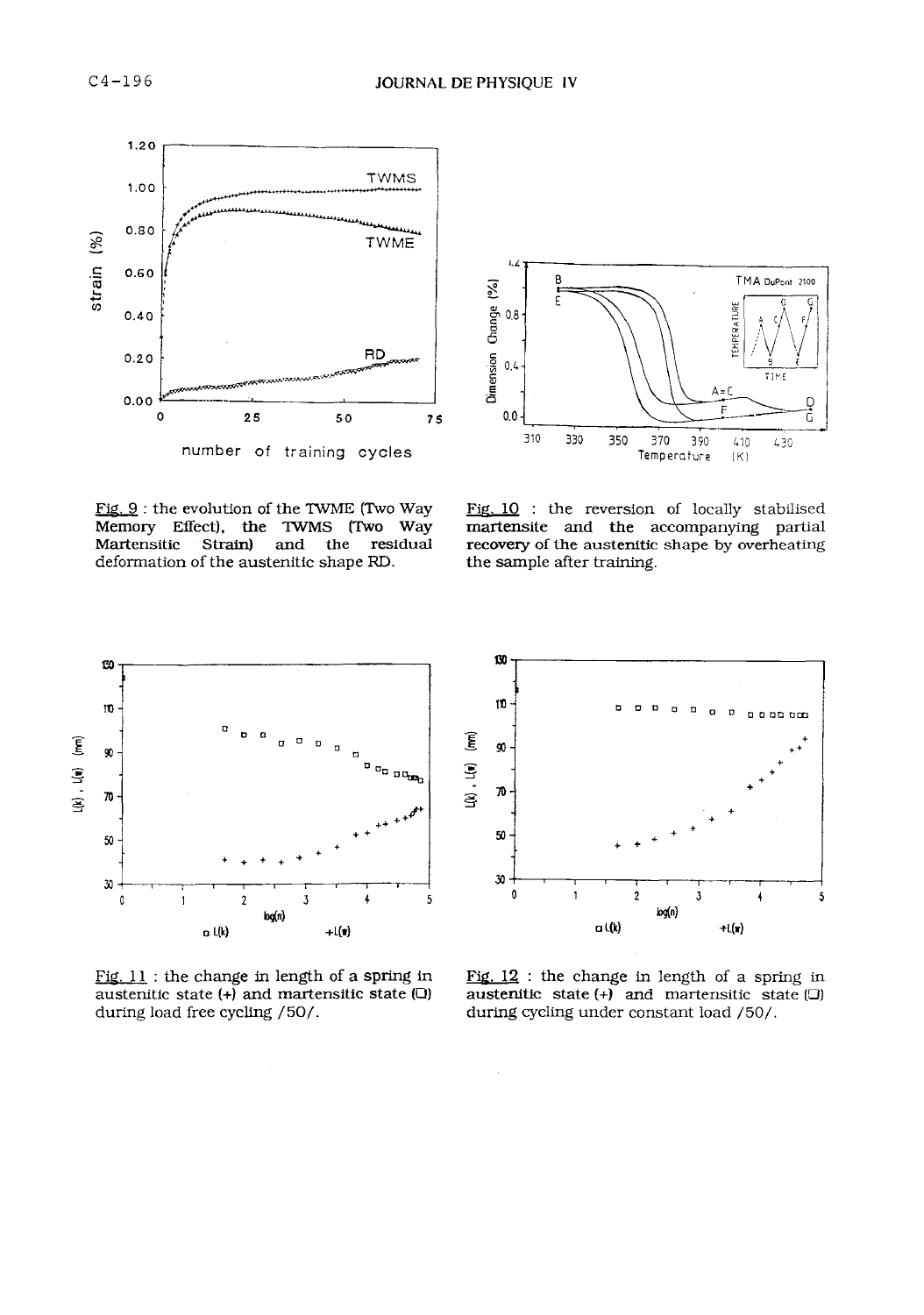Fig. 9 : the evolution of the TWME (Two Way Memory Effect), the TWMS (Two Way Martensitic Strain) and the residual deformation of the austenitic shape RD.

Fig. 10 : the reversion of locally stabilised martensite and the accompanying partial recovery of the austenitic shape by overheating the sample after training.

Fig. 11 : the change in length of a spring in austenitic state (+) and martensitic state (□) during load free cycling /50/.

Fig. 12 : the change in length of a spring in austenitic state (+) and martensitic state (□) during cycling under constant load /50/.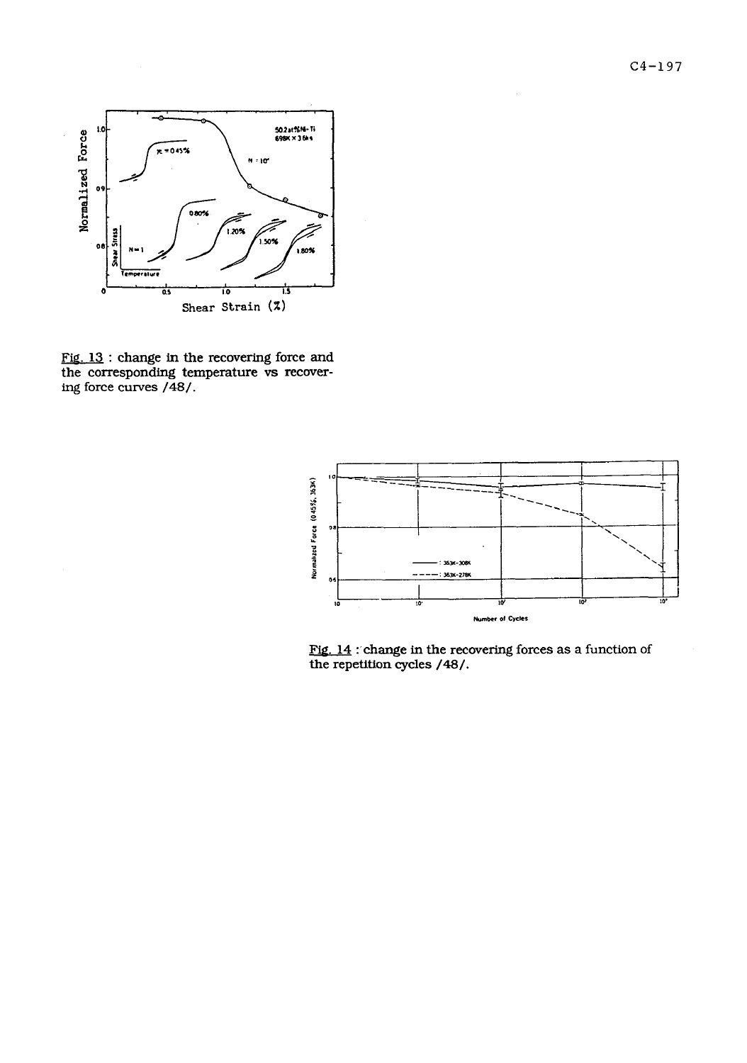Normalized Force

1.0

0.9

0.8

0

0.5

1.0

1.5

Shear Strain (%)

50.2at%Ni-Ti

698K×3.6ks

N : 10⁴

R = 0.45%

0.80%

1.20%

1.50%

1.80%

N = 1

Shear Stress

Temperature

Fig. 13 : change in the recovering force and the corresponding temperature vs recovering force curves /48/.

Normalized Force (0.45%, 363K)

1.0

0.8

0.6

10

10¹

10²

10³

10⁴

Number of Cycles

: 363K-308K

: 363K-278K

Fig. 14 : change in the recovering forces as a function of the repetition cycles /48/.